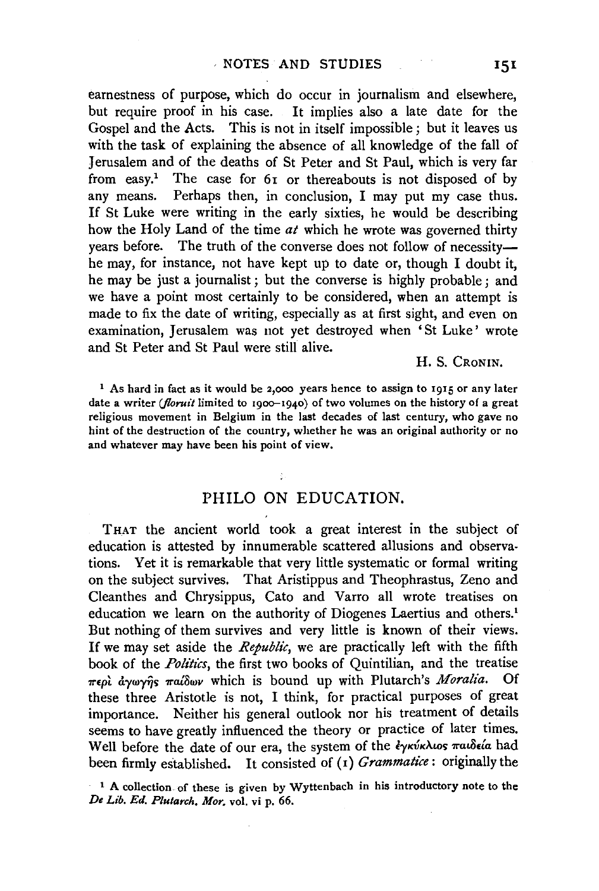earnestness of purpose, which do occur in journalism and elsewhere, but require proof in his case. It implies also a late date for the Gospel and the Acts. This is not in itself impossible; but it leaves us with the task of explaining the absence of all knowledge of the fall of Jerusalem and of the deaths of St Peter and St Paul, which is very far from easy.[1] The case for 61 or thereabouts is not disposed of by any means. Perhaps then, in conclusion, I may put my case thus. If St Luke were writing in the early sixties, he would be describing how the Holy Land of the time *at* which he wrote was governed thirty years before. The truth of the converse does not follow of necessity—he may, for instance, not have kept up to date or, though I doubt it, he may be just a journalist; but the converse is highly probable; and we have a point most certainly to be considered, when an attempt is made to fix the date of writing, especially as at first sight, and even on examination, Jerusalem was not yet destroyed when 'St Luke' wrote and St Peter and St Paul were still alive.

H. S. Cronin.

[1] As hard in fact as it would be 2,000 years hence to assign to 1915 or any later date a writer (*floruit* limited to 1900–1940) of two volumes on the history of a great religious movement in Belgium in the last decades of last century, who gave no hint of the destruction of the country, whether he was an original authority or no and whatever may have been his point of view.

## PHILO ON EDUCATION.

That the ancient world took a great interest in the subject of education is attested by innumerable scattered allusions and observations. Yet it is remarkable that very little systematic or formal writing on the subject survives. That Aristippus and Theophrastus, Zeno and Cleanthes and Chrysippus, Cato and Varro all wrote treatises on education we learn on the authority of Diogenes Laertius and others.[1] But nothing of them survives and very little is known of their views. If we may set aside the *Republic*, we are practically left with the fifth book of the *Politics*, the first two books of Quintilian, and the treatise περὶ ἀγωγῆς παίδων which is bound up with Plutarch's *Moralia*. Of these three Aristotle is not, I think, for practical purposes of great importance. Neither his general outlook nor his treatment of details seems to have greatly influenced the theory or practice of later times. Well before the date of our era, the system of the ἐγκύκλιος παιδεία had been firmly established. It consisted of (1) *Grammatice*: originally the

[1] A collection of these is given by Wyttenbach in his introductory note to the *De Lib. Ed. Plutarch. Mor.* vol. vi p. 66.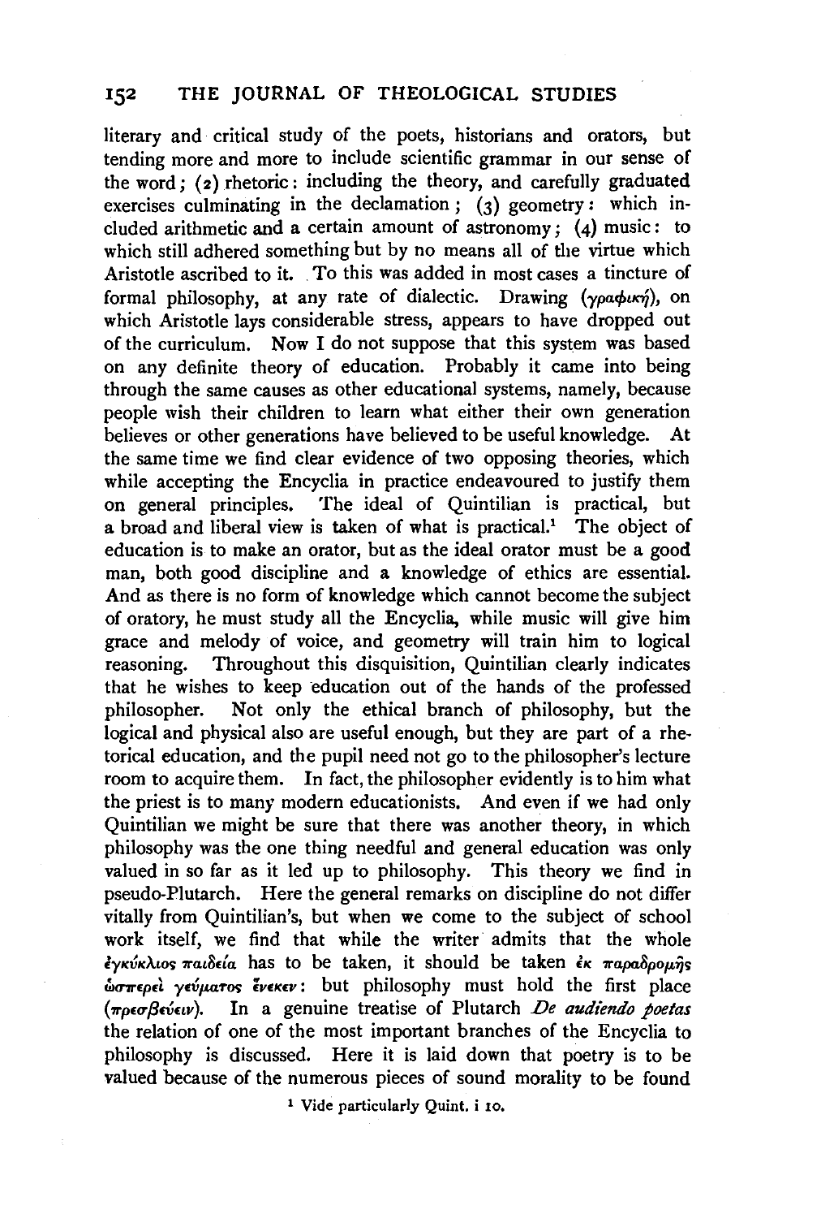literary and critical study of the poets, historians and orators, but tending more and more to include scientific grammar in our sense of the word; (2) rhetoric: including the theory, and carefully graduated exercises culminating in the declamation; (3) geometry: which included arithmetic and a certain amount of astronomy; (4) music: to which still adhered something but by no means all of the virtue which Aristotle ascribed to it. To this was added in most cases a tincture of formal philosophy, at any rate of dialectic. Drawing (γραφική), on which Aristotle lays considerable stress, appears to have dropped out of the curriculum. Now I do not suppose that this system was based on any definite theory of education. Probably it came into being through the same causes as other educational systems, namely, because people wish their children to learn what either their own generation believes or other generations have believed to be useful knowledge. At the same time we find clear evidence of two opposing theories, which while accepting the Encyclia in practice endeavoured to justify them on general principles. The ideal of Quintilian is practical, but a broad and liberal view is taken of what is practical.[1] The object of education is to make an orator, but as the ideal orator must be a good man, both good discipline and a knowledge of ethics are essential. And as there is no form of knowledge which cannot become the subject of oratory, he must study all the Encyclia, while music will give him grace and melody of voice, and geometry will train him to logical reasoning. Throughout this disquisition, Quintilian clearly indicates that he wishes to keep education out of the hands of the professed philosopher. Not only the ethical branch of philosophy, but the logical and physical also are useful enough, but they are part of a rhetorical education, and the pupil need not go to the philosopher's lecture room to acquire them. In fact, the philosopher evidently is to him what the priest is to many modern educationists. And even if we had only Quintilian we might be sure that there was another theory, in which philosophy was the one thing needful and general education was only valued in so far as it led up to philosophy. This theory we find in pseudo-Plutarch. Here the general remarks on discipline do not differ vitally from Quintilian's, but when we come to the subject of school work itself, we find that while the writer admits that the whole ἐγκύκλιος παιδεία has to be taken, it should be taken ἐκ παραδρομῆς ὥσπερεὶ γεύματος ἕνεκεν: but philosophy must hold the first place (πρεσβεύειν). In a genuine treatise of Plutarch *De audiendo poetas* the relation of one of the most important branches of the Encyclia to philosophy is discussed. Here it is laid down that poetry is to be valued because of the numerous pieces of sound morality to be found

[1] Vide particularly Quint. i 10.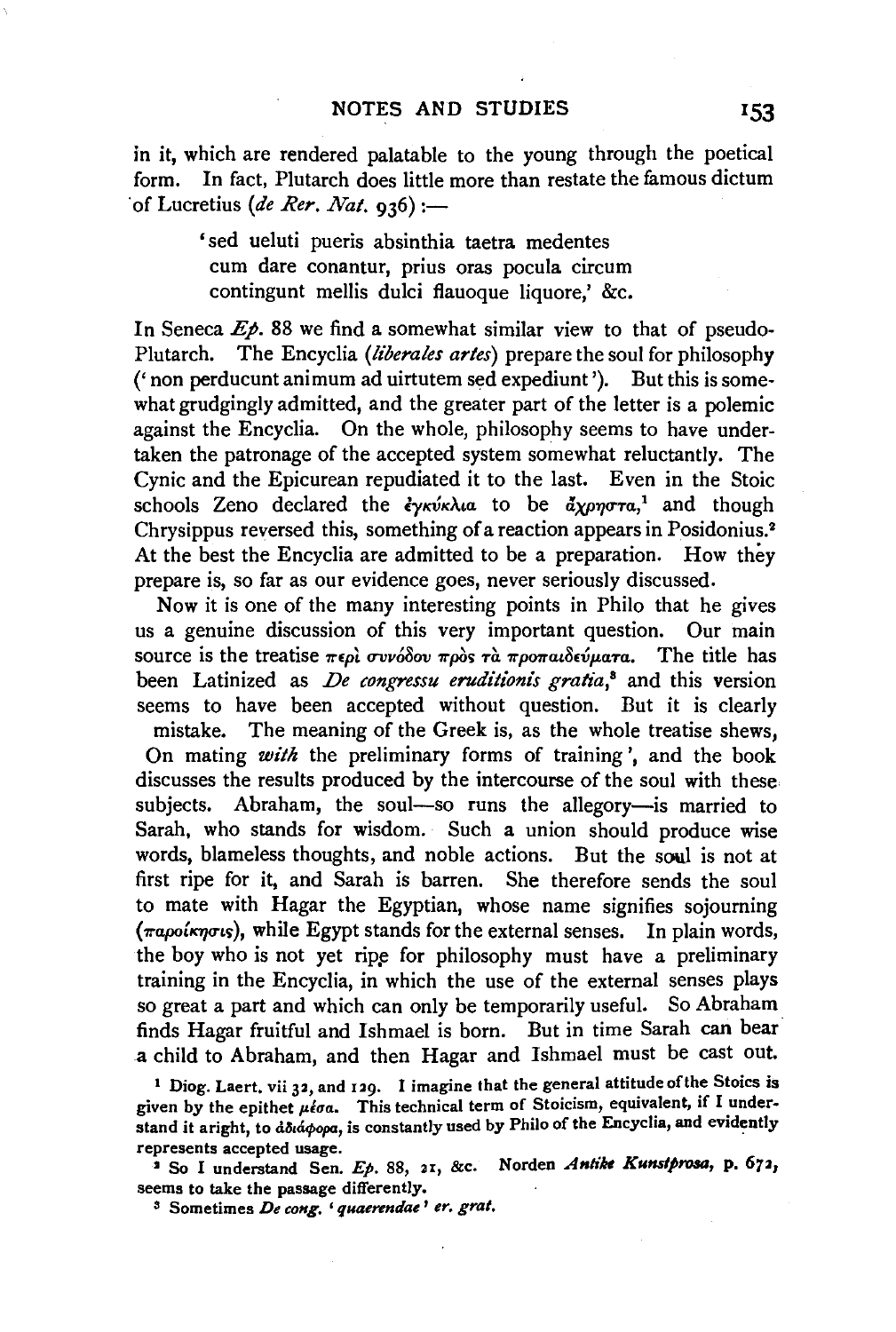in it, which are rendered palatable to the young through the poetical form. In fact, Plutarch does little more than restate the famous dictum of Lucretius (*de Rer. Nat.* 936):—

> 'sed ueluti pueris absinthia taetra medentes
> cum dare conantur, prius oras pocula circum
> contingunt mellis dulci flauoque liquore,' &c.

In Seneca *Ep.* 88 we find a somewhat similar view to that of pseudo-Plutarch. The Encyclia (*liberales artes*) prepare the soul for philosophy ('non perducunt animum ad uirtutem sed expediunt'). But this is somewhat grudgingly admitted, and the greater part of the letter is a polemic against the Encyclia. On the whole, philosophy seems to have undertaken the patronage of the accepted system somewhat reluctantly. The Cynic and the Epicurean repudiated it to the last. Even in the Stoic schools Zeno declared the ἐγκύκλια to be ἄχρηστα,[1] and though Chrysippus reversed this, something of a reaction appears in Posidonius.[2] At the best the Encyclia are admitted to be a preparation. How they prepare is, so far as our evidence goes, never seriously discussed.

Now it is one of the many interesting points in Philo that he gives us a genuine discussion of this very important question. Our main source is the treatise περὶ συνόδου πρὸς τὰ προπαιδεύματα. The title has been Latinized as *De congressu eruditionis gratia*,[3] and this version seems to have been accepted without question. But it is clearly mistake. The meaning of the Greek is, as the whole treatise shews, On mating *with* the preliminary forms of training', and the book discusses the results produced by the intercourse of the soul with these subjects. Abraham, the soul—so runs the allegory—is married to Sarah, who stands for wisdom. Such a union should produce wise words, blameless thoughts, and noble actions. But the soul is not at first ripe for it, and Sarah is barren. She therefore sends the soul to mate with Hagar the Egyptian, whose name signifies sojourning (παροίκησις), while Egypt stands for the external senses. In plain words, the boy who is not yet ripe for philosophy must have a preliminary training in the Encyclia, in which the use of the external senses plays so great a part and which can only be temporarily useful. So Abraham finds Hagar fruitful and Ishmael is born. But in time Sarah can bear a child to Abraham, and then Hagar and Ishmael must be cast out.

[1] Diog. Laert. vii 32, and 129. I imagine that the general attitude of the Stoics is given by the epithet μέσα. This technical term of Stoicism, equivalent, if I understand it aright, to ἀδιάφορα, is constantly used by Philo of the Encyclia, and evidently represents accepted usage.

[2] So I understand Sen. *Ep.* 88, 21, &c. Norden *Antike Kunstprosa*, p. 672, seems to take the passage differently.

[3] Sometimes *De cong.* '*quaerendae*' *er. grat.*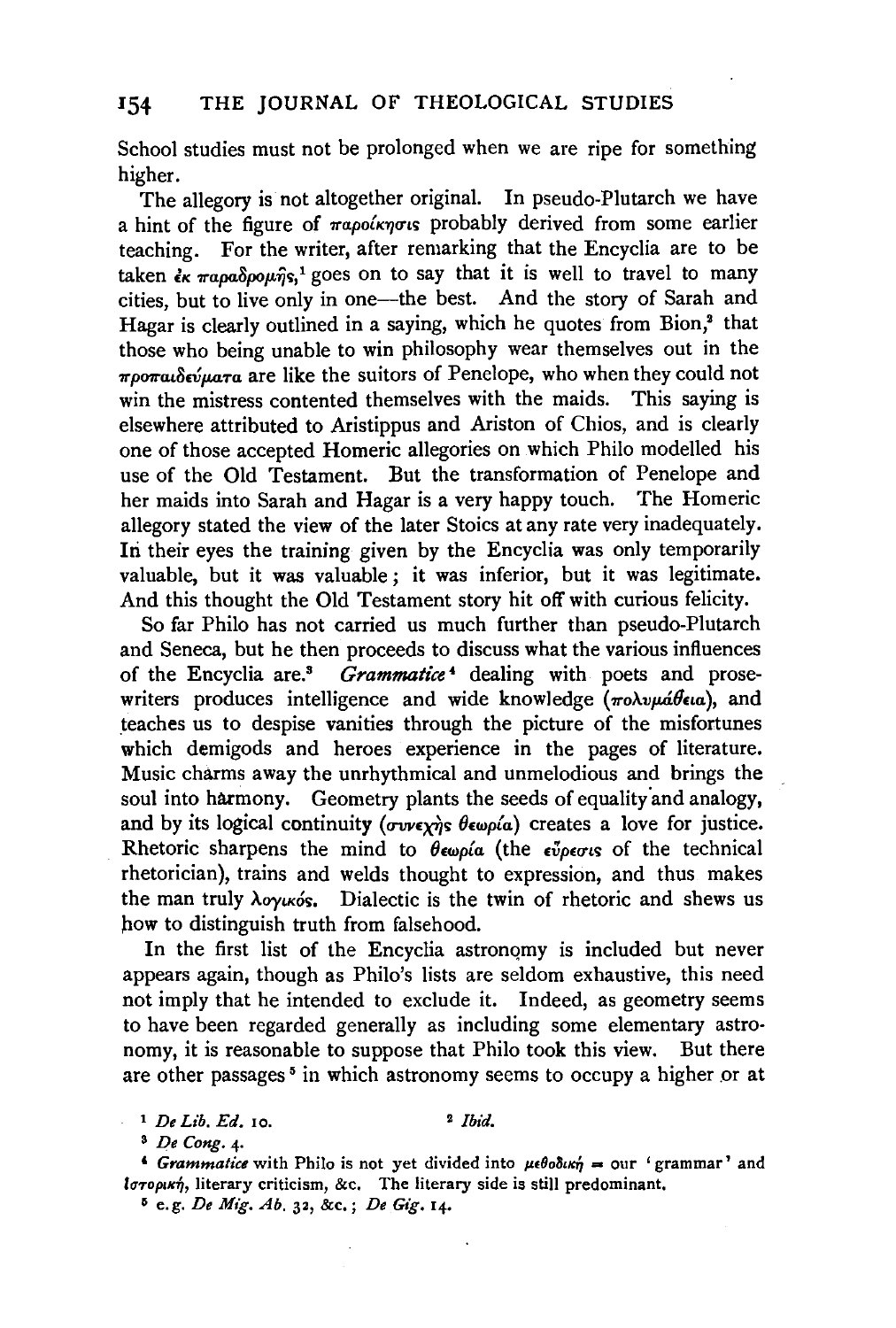School studies must not be prolonged when we are ripe for something higher.

The allegory is not altogether original. In pseudo-Plutarch we have a hint of the figure of παροίκησις probably derived from some earlier teaching. For the writer, after remarking that the Encyclia are to be taken ἐκ παραδρομῆς,[1] goes on to say that it is well to travel to many cities, but to live only in one—the best. And the story of Sarah and Hagar is clearly outlined in a saying, which he quotes from Bion,[2] that those who being unable to win philosophy wear themselves out in the προπαιδεύματα are like the suitors of Penelope, who when they could not win the mistress contented themselves with the maids. This saying is elsewhere attributed to Aristippus and Ariston of Chios, and is clearly one of those accepted Homeric allegories on which Philo modelled his use of the Old Testament. But the transformation of Penelope and her maids into Sarah and Hagar is a very happy touch. The Homeric allegory stated the view of the later Stoics at any rate very inadequately. In their eyes the training given by the Encyclia was only temporarily valuable, but it was valuable; it was inferior, but it was legitimate. And this thought the Old Testament story hit off with curious felicity.

So far Philo has not carried us much further than pseudo-Plutarch and Seneca, but he then proceeds to discuss what the various influences of the Encyclia are.[3] *Grammatice*[4] dealing with poets and prose-writers produces intelligence and wide knowledge (πολυμάθεια), and teaches us to despise vanities through the picture of the misfortunes which demigods and heroes experience in the pages of literature. Music charms away the unrhythmical and unmelodious and brings the soul into harmony. Geometry plants the seeds of equality and analogy, and by its logical continuity (συνεχῆς θεωρία) creates a love for justice. Rhetoric sharpens the mind to θεωρία (the εὕρεσις of the technical rhetorician), trains and welds thought to expression, and thus makes the man truly λογικός. Dialectic is the twin of rhetoric and shews us how to distinguish truth from falsehood.

In the first list of the Encyclia astronomy is included but never appears again, though as Philo's lists are seldom exhaustive, this need not imply that he intended to exclude it. Indeed, as geometry seems to have been regarded generally as including some elementary astronomy, it is reasonable to suppose that Philo took this view. But there are other passages[5] in which astronomy seems to occupy a higher or at

[1] *De Lib. Ed.* 10.

[2] *Ibid.*

[3] *De Cong.* 4.

[4] *Grammatice* with Philo is not yet divided into μεθοδική = our 'grammar' and ἱστορική, literary criticism, &c. The literary side is still predominant.

[5] e.g. *De Mig. Ab.* 32, &c.; *De Gig.* 14.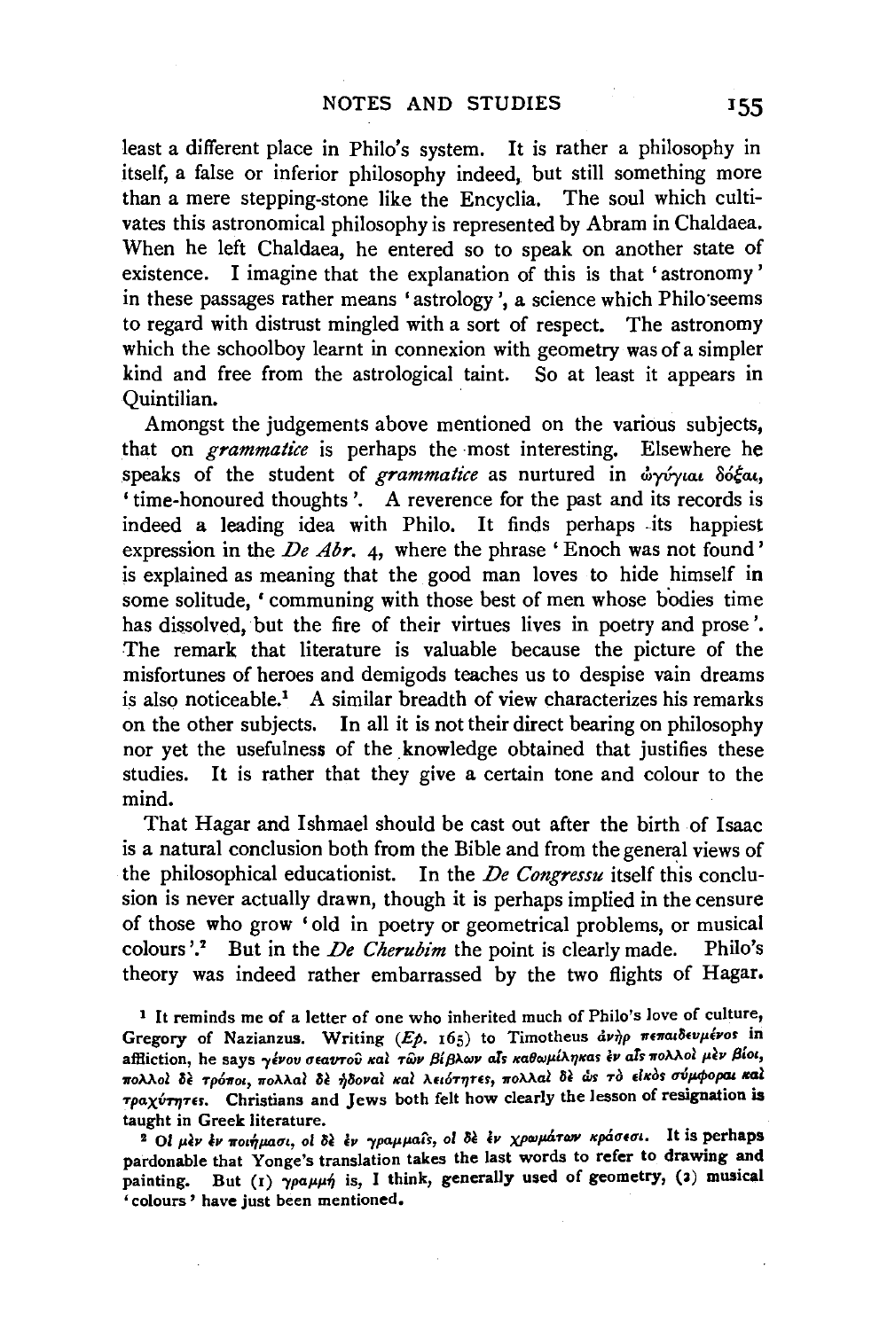least a different place in Philo's system. It is rather a philosophy in itself, a false or inferior philosophy indeed, but still something more than a mere stepping-stone like the Encyclia. The soul which cultivates this astronomical philosophy is represented by Abram in Chaldaea. When he left Chaldaea, he entered so to speak on another state of existence. I imagine that the explanation of this is that 'astronomy' in these passages rather means 'astrology', a science which Philo seems to regard with distrust mingled with a sort of respect. The astronomy which the schoolboy learnt in connexion with geometry was of a simpler kind and free from the astrological taint. So at least it appears in Quintilian.

Amongst the judgements above mentioned on the various subjects, that on *grammatice* is perhaps the most interesting. Elsewhere he speaks of the student of *grammatice* as nurtured in ὠγύγιαι δόξαι, 'time-honoured thoughts'. A reverence for the past and its records is indeed a leading idea with Philo. It finds perhaps its happiest expression in the *De Abr.* 4, where the phrase 'Enoch was not found' is explained as meaning that the good man loves to hide himself in some solitude, 'communing with those best of men whose bodies time has dissolved, but the fire of their virtues lives in poetry and prose'. The remark that literature is valuable because the picture of the misfortunes of heroes and demigods teaches us to despise vain dreams is also noticeable.[1] A similar breadth of view characterizes his remarks on the other subjects. In all it is not their direct bearing on philosophy nor yet the usefulness of the knowledge obtained that justifies these studies. It is rather that they give a certain tone and colour to the mind.

That Hagar and Ishmael should be cast out after the birth of Isaac is a natural conclusion both from the Bible and from the general views of the philosophical educationist. In the *De Congressu* itself this conclusion is never actually drawn, though it is perhaps implied in the censure of those who grow 'old in poetry or geometrical problems, or musical colours'.[2] But in the *De Cherubim* the point is clearly made. Philo's theory was indeed rather embarrassed by the two flights of Hagar.

[1] It reminds me of a letter of one who inherited much of Philo's love of culture, Gregory of Nazianzus. Writing (*Ep.* 165) to Timotheus ἀνὴρ πεπαιδευμένος in affliction, he says γένου σεαυτοῦ καὶ τῶν βίβλων αἷς καθωμίληκας ἐν αἷς πολλοὶ μὲν βίοι, πολλοὶ δὲ τρόποι, πολλαὶ δὲ ἡδοναὶ καὶ λειότητες, πολλαὶ δὲ ὡς τὸ εἰκὸς σύμφοραι καὶ τραχύτητες. Christians and Jews both felt how clearly the lesson of resignation is taught in Greek literature.

[2] Οἱ μὲν ἐν ποιήμασι, οἱ δὲ ἐν γραμμαῖς, οἱ δὲ ἐν χρωμάτων κράσεσι. It is perhaps pardonable that Yonge's translation takes the last words to refer to drawing and painting. But (1) γραμμή is, I think, generally used of geometry, (2) musical 'colours' have just been mentioned.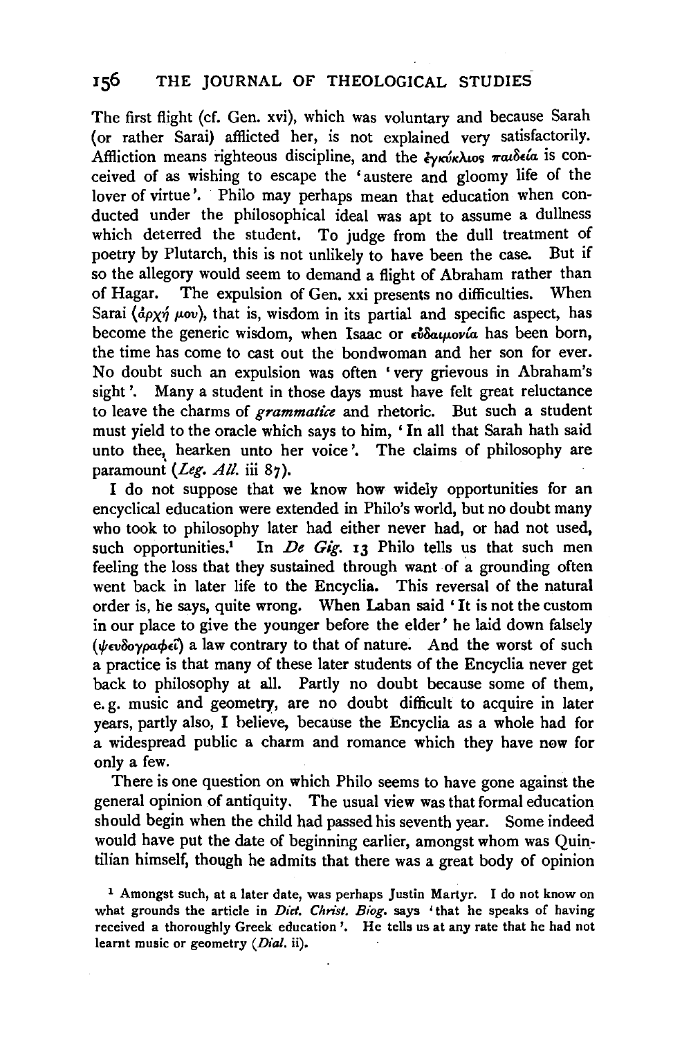The first flight (cf. Gen. xvi), which was voluntary and because Sarah (or rather Sarai) afflicted her, is not explained very satisfactorily. Affliction means righteous discipline, and the ἐγκύκλιος παιδεία is conceived of as wishing to escape the 'austere and gloomy life of the lover of virtue'. Philo may perhaps mean that education when conducted under the philosophical ideal was apt to assume a dullness which deterred the student. To judge from the dull treatment of poetry by Plutarch, this is not unlikely to have been the case. But if so the allegory would seem to demand a flight of Abraham rather than of Hagar. The expulsion of Gen. xxi presents no difficulties. When Sarai (ἀρχή μου), that is, wisdom in its partial and specific aspect, has become the generic wisdom, when Isaac or εὐδαιμονία has been born, the time has come to cast out the bondwoman and her son for ever. No doubt such an expulsion was often 'very grievous in Abraham's sight'. Many a student in those days must have felt great reluctance to leave the charms of *grammatice* and rhetoric. But such a student must yield to the oracle which says to him, 'In all that Sarah hath said unto thee, hearken unto her voice'. The claims of philosophy are paramount (*Leg. All.* iii 87).

I do not suppose that we know how widely opportunities for an encyclical education were extended in Philo's world, but no doubt many who took to philosophy later had either never had, or had not used, such opportunities.[1] In *De Gig.* 13 Philo tells us that such men feeling the loss that they sustained through want of a grounding often went back in later life to the Encyclia. This reversal of the natural order is, he says, quite wrong. When Laban said 'It is not the custom in our place to give the younger before the elder' he laid down falsely (ψευδογραφεῖ) a law contrary to that of nature. And the worst of such a practice is that many of these later students of the Encyclia never get back to philosophy at all. Partly no doubt because some of them, e.g. music and geometry, are no doubt difficult to acquire in later years, partly also, I believe, because the Encyclia as a whole had for a widespread public a charm and romance which they have now for only a few.

There is one question on which Philo seems to have gone against the general opinion of antiquity. The usual view was that formal education should begin when the child had passed his seventh year. Some indeed would have put the date of beginning earlier, amongst whom was Quintilian himself, though he admits that there was a great body of opinion

[1] Amongst such, at a later date, was perhaps Justin Martyr. I do not know on what grounds the article in *Dict. Christ. Biog.* says 'that he speaks of having received a thoroughly Greek education'. He tells us at any rate that he had not learnt music or geometry (*Dial.* ii).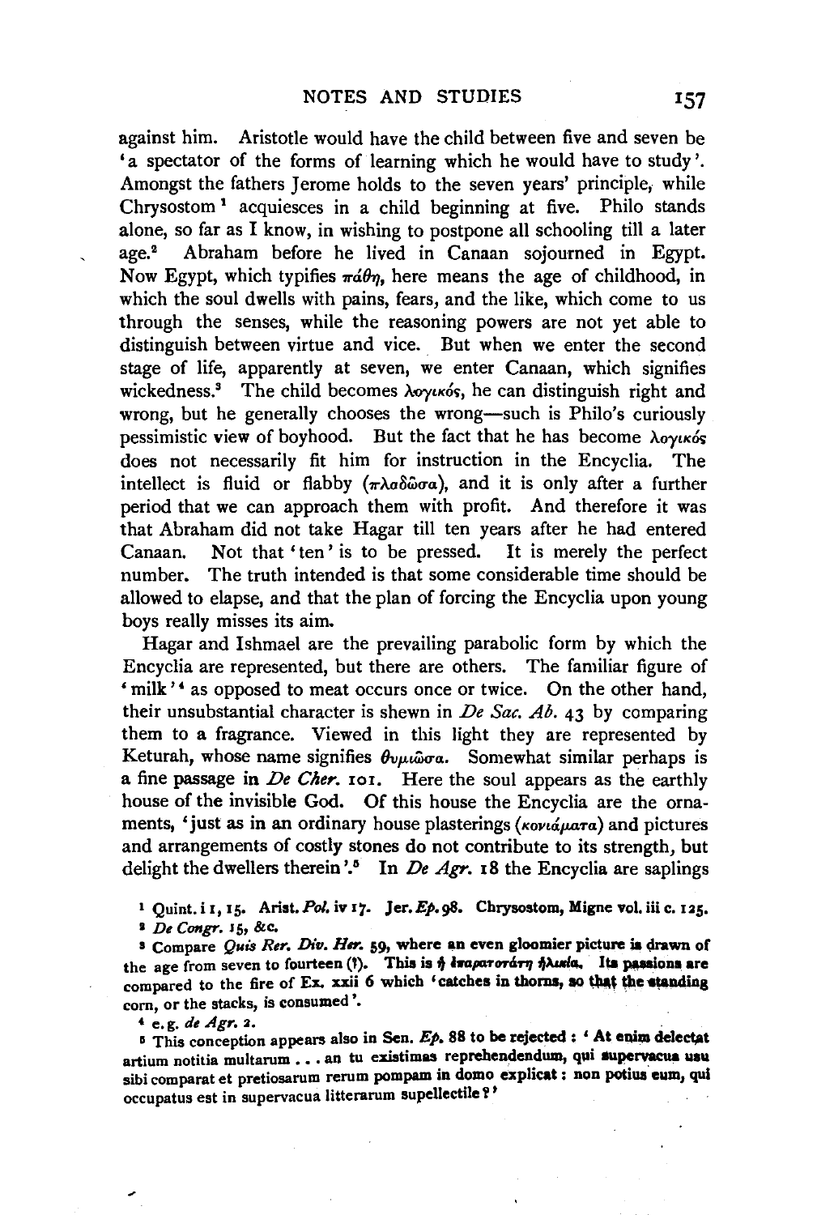against him. Aristotle would have the child between five and seven be 'a spectator of the forms of learning which he would have to study'. Amongst the fathers Jerome holds to the seven years' principle, while Chrysostom[1] acquiesces in a child beginning at five. Philo stands alone, so far as I know, in wishing to postpone all schooling till a later age.[2] Abraham before he lived in Canaan sojourned in Egypt. Now Egypt, which typifies πάθη, here means the age of childhood, in which the soul dwells with pains, fears, and the like, which come to us through the senses, while the reasoning powers are not yet able to distinguish between virtue and vice. But when we enter the second stage of life, apparently at seven, we enter Canaan, which signifies wickedness.[3] The child becomes λογικός, he can distinguish right and wrong, but he generally chooses the wrong—such is Philo's curiously pessimistic view of boyhood. But the fact that he has become λογικός does not necessarily fit him for instruction in the Encyclia. The intellect is fluid or flabby (πλαδῶσα), and it is only after a further period that we can approach them with profit. And therefore it was that Abraham did not take Hagar till ten years after he had entered Canaan. Not that 'ten' is to be pressed. It is merely the perfect number. The truth intended is that some considerable time should be allowed to elapse, and that the plan of forcing the Encyclia upon young boys really misses its aim.

Hagar and Ishmael are the prevailing parabolic form by which the Encyclia are represented, but there are others. The familiar figure of 'milk'[4] as opposed to meat occurs once or twice. On the other hand, their unsubstantial character is shewn in *De Sac. Ab.* 43 by comparing them to a fragrance. Viewed in this light they are represented by Keturah, whose name signifies θυμιῶσα. Somewhat similar perhaps is a fine passage in *De Cher.* 101. Here the soul appears as the earthly house of the invisible God. Of this house the Encyclia are the ornaments, 'just as in an ordinary house plasterings (κονιάματα) and pictures and arrangements of costly stones do not contribute to its strength, but delight the dwellers therein'.[5] In *De Agr.* 18 the Encyclia are saplings

[1] Quint. i 1, 15. Arist. *Pol.* iv 17. Jer. *Ep.* 98. Chrysostom, Migne vol. iii c. 125.

[2] *De Congr.* 15, &c.

[3] Compare *Quis Rer. Div. Her.* 59, where an even gloomier picture is drawn of the age from seven to fourteen (?). This is ἡ ἰσαρατοτάτη ἡλικία. Its passions are compared to the fire of Ex. xxii 6 which 'catches in thorns, so that the standing corn, or the stacks, is consumed'.

[4] e.g. *de Agr.* 2.

[5] This conception appears also in Sen. *Ep.* 88 to be rejected: 'At enim delectat artium notitia multarum . . . an tu existimas reprehendendum, qui supervacua usu sibi comparat et pretiosarum rerum pompam in domo explicat: non potius eum, qui occupatus est in supervacua litterarum supellectile?'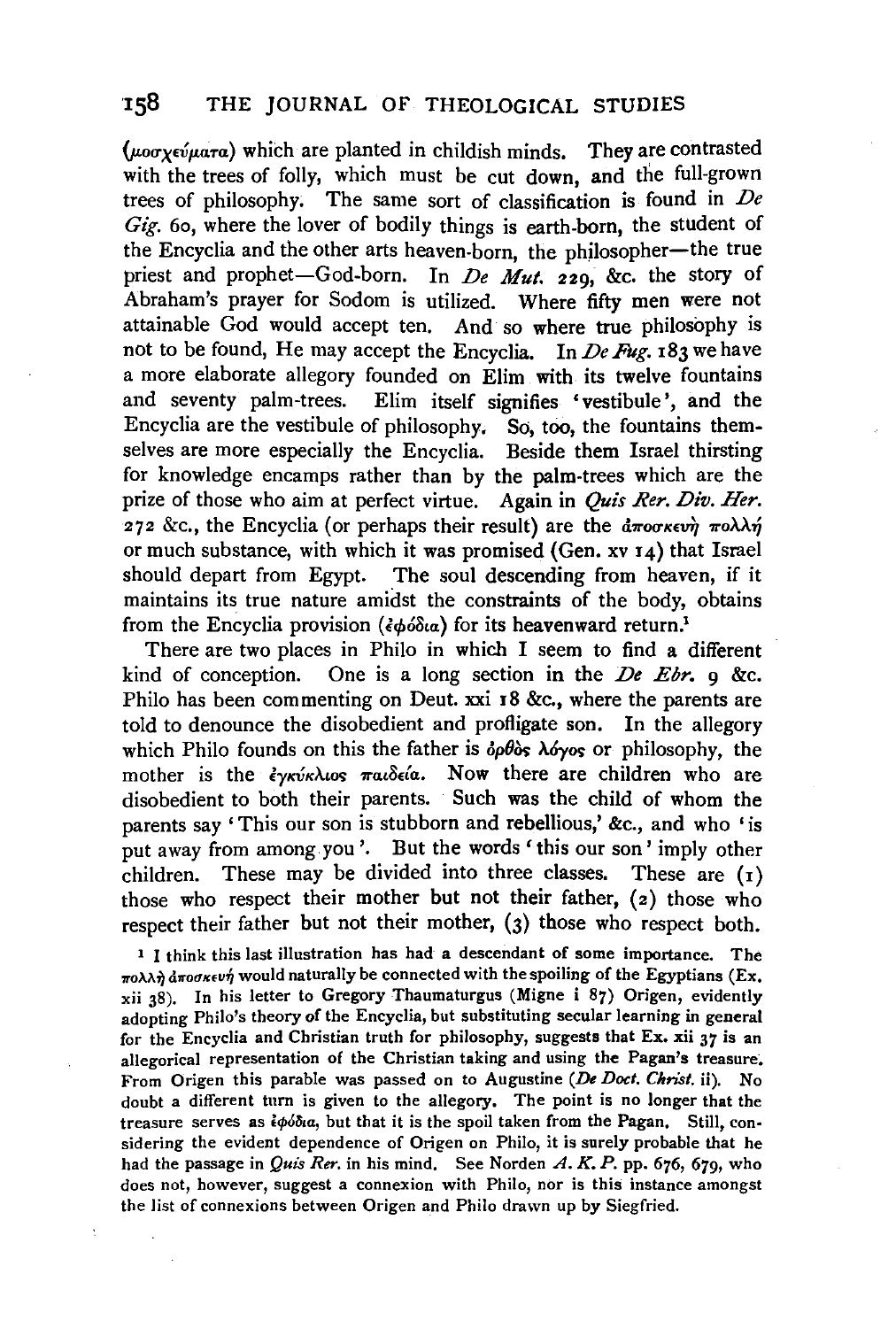(μοσχεύματα) which are planted in childish minds. They are contrasted with the trees of folly, which must be cut down, and the full-grown trees of philosophy. The same sort of classification is found in *De Gig.* 60, where the lover of bodily things is earth-born, the student of the Encyclia and the other arts heaven-born, the philosopher—the true priest and prophet—God-born. In *De Mut.* 229, &c. the story of Abraham's prayer for Sodom is utilized. Where fifty men were not attainable God would accept ten. And so where true philosophy is not to be found, He may accept the Encyclia. In *De Fug.* 183 we have a more elaborate allegory founded on Elim with its twelve fountains and seventy palm-trees. Elim itself signifies 'vestibule', and the Encyclia are the vestibule of philosophy. So, too, the fountains themselves are more especially the Encyclia. Beside them Israel thirsting for knowledge encamps rather than by the palm-trees which are the prize of those who aim at perfect virtue. Again in *Quis Rer. Div. Her.* 272 &c., the Encyclia (or perhaps their result) are the ἀποσκευὴ πολλή or much substance, with which it was promised (Gen. xv 14) that Israel should depart from Egypt. The soul descending from heaven, if it maintains its true nature amidst the constraints of the body, obtains from the Encyclia provision (ἐφόδια) for its heavenward return.[1]

There are two places in Philo in which I seem to find a different kind of conception. One is a long section in the *De Ebr.* 9 &c. Philo has been commenting on Deut. xxi 18 &c., where the parents are told to denounce the disobedient and profligate son. In the allegory which Philo founds on this the father is ὀρθὸς λόγος or philosophy, the mother is the ἐγκύκλιος παιδεία. Now there are children who are disobedient to both their parents. Such was the child of whom the parents say 'This our son is stubborn and rebellious,' &c., and who 'is put away from among you'. But the words 'this our son' imply other children. These may be divided into three classes. These are (1) those who respect their mother but not their father, (2) those who respect their father but not their mother, (3) those who respect both.

[1] I think this last illustration has had a descendant of some importance. The πολλὴ ἀποσκευή would naturally be connected with the spoiling of the Egyptians (Ex. xii 38). In his letter to Gregory Thaumaturgus (Migne i 87) Origen, evidently adopting Philo's theory of the Encyclia, but substituting secular learning in general for the Encyclia and Christian truth for philosophy, suggests that Ex. xii 37 is an allegorical representation of the Christian taking and using the Pagan's treasure. From Origen this parable was passed on to Augustine (*De Doct. Christ.* ii). No doubt a different turn is given to the allegory. The point is no longer that the treasure serves as ἐφόδια, but that it is the spoil taken from the Pagan. Still, considering the evident dependence of Origen on Philo, it is surely probable that he had the passage in *Quis Rer.* in his mind. See Norden *A. K. P.* pp. 676, 679, who does not, however, suggest a connexion with Philo, nor is this instance amongst the list of connexions between Origen and Philo drawn up by Siegfried.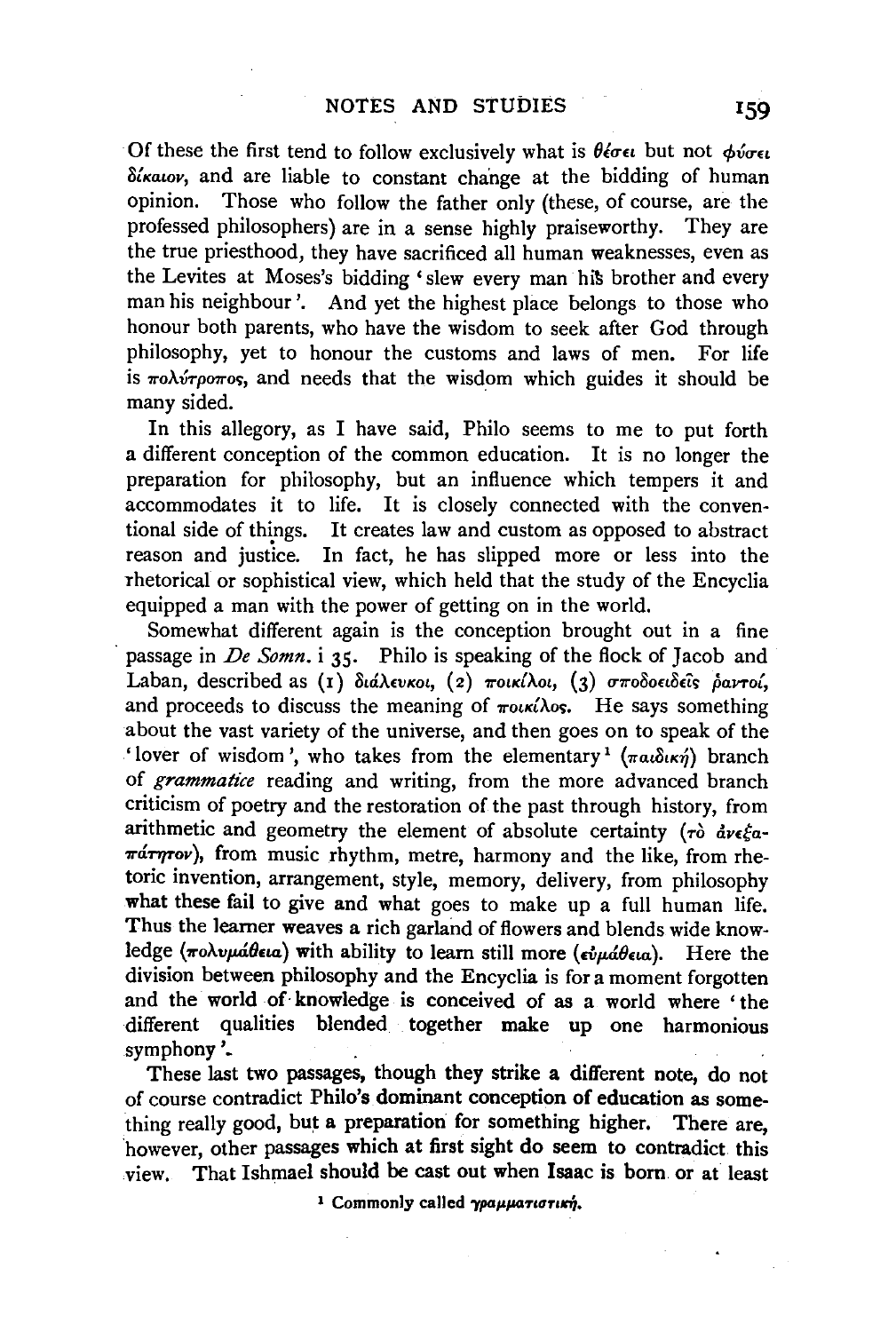Of these the first tend to follow exclusively what is θέσει but not φύσει δίκαιον, and are liable to constant change at the bidding of human opinion. Those who follow the father only (these, of course, are the professed philosophers) are in a sense highly praiseworthy. They are the true priesthood, they have sacrificed all human weaknesses, even as the Levites at Moses's bidding 'slew every man his brother and every man his neighbour'. And yet the highest place belongs to those who honour both parents, who have the wisdom to seek after God through philosophy, yet to honour the customs and laws of men. For life is πολύτροπος, and needs that the wisdom which guides it should be many sided.

In this allegory, as I have said, Philo seems to me to put forth a different conception of the common education. It is no longer the preparation for philosophy, but an influence which tempers it and accommodates it to life. It is closely connected with the conventional side of things. It creates law and custom as opposed to abstract reason and justice. In fact, he has slipped more or less into the rhetorical or sophistical view, which held that the study of the Encyclia equipped a man with the power of getting on in the world.

Somewhat different again is the conception brought out in a fine passage in *De Somn.* i 35. Philo is speaking of the flock of Jacob and Laban, described as (1) διάλευκοι, (2) ποικίλοι, (3) σποδοειδεῖς ῥαντοί, and proceeds to discuss the meaning of ποικίλος. He says something about the vast variety of the universe, and then goes on to speak of the 'lover of wisdom', who takes from the elementary[1] (παιδική) branch of *grammatice* reading and writing, from the more advanced branch criticism of poetry and the restoration of the past through history, from arithmetic and geometry the element of absolute certainty (τὸ ἀνεξαπάτητον), from music rhythm, metre, harmony and the like, from rhetoric invention, arrangement, style, memory, delivery, from philosophy what these fail to give and what goes to make up a full human life. Thus the learner weaves a rich garland of flowers and blends wide knowledge (πολυμάθεια) with ability to learn still more (εὐμάθεια). Here the division between philosophy and the Encyclia is for a moment forgotten and the world of knowledge is conceived of as a world where 'the different qualities blended together make up one harmonious symphony'.

These last two passages, though they strike a different note, do not of course contradict Philo's dominant conception of education as something really good, but a preparation for something higher. There are, however, other passages which at first sight do seem to contradict this view. That Ishmael should be cast out when Isaac is born or at least

[1] Commonly called γραμματιστική.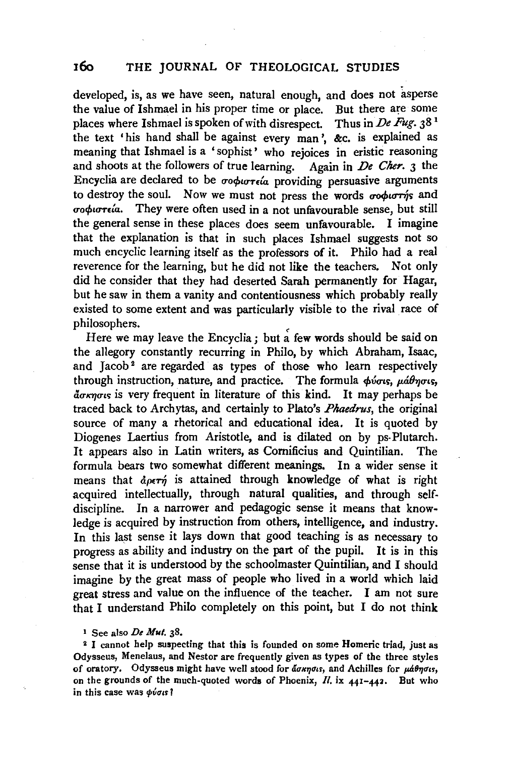developed, is, as we have seen, natural enough, and does not asperse the value of Ishmael in his proper time or place. But there are some places where Ishmael is spoken of with disrespect. Thus in *De Fug.* 38[1] the text 'his hand shall be against every man', &c. is explained as meaning that Ishmael is a 'sophist' who rejoices in eristic reasoning and shoots at the followers of true learning. Again in *De Cher.* 3 the Encyclia are declared to be σοφιστεία providing persuasive arguments to destroy the soul. Now we must not press the words σοφιστής and σοφιστεία. They were often used in a not unfavourable sense, but still the general sense in these places does seem unfavourable. I imagine that the explanation is that in such places Ishmael suggests not so much encyclic learning itself as the professors of it. Philo had a real reverence for the learning, but he did not like the teachers. Not only did he consider that they had deserted Sarah permanently for Hagar, but he saw in them a vanity and contentiousness which probably really existed to some extent and was particularly visible to the rival race of philosophers.

Here we may leave the Encyclia; but a few words should be said on the allegory constantly recurring in Philo, by which Abraham, Isaac, and Jacob[2] are regarded as types of those who learn respectively through instruction, nature, and practice. The formula φύσις, μάθησις, ἄσκησις is very frequent in literature of this kind. It may perhaps be traced back to Archytas, and certainly to Plato's *Phaedrus*, the original source of many a rhetorical and educational idea. It is quoted by Diogenes Laertius from Aristotle, and is dilated on by ps-Plutarch. It appears also in Latin writers, as Cornificius and Quintilian. The formula bears two somewhat different meanings. In a wider sense it means that ἀρετή is attained through knowledge of what is right acquired intellectually, through natural qualities, and through self-discipline. In a narrower and pedagogic sense it means that knowledge is acquired by instruction from others, intelligence, and industry. In this last sense it lays down that good teaching is as necessary to progress as ability and industry on the part of the pupil. It is in this sense that it is understood by the schoolmaster Quintilian, and I should imagine by the great mass of people who lived in a world which laid great stress and value on the influence of the teacher. I am not sure that I understand Philo completely on this point, but I do not think

[1] See also *De Mut.* 38.

[2] I cannot help suspecting that this is founded on some Homeric triad, just as Odysseus, Menelaus, and Nestor are frequently given as types of the three styles of oratory. Odysseus might have well stood for ἄσκησις, and Achilles for μάθησις, on the grounds of the much-quoted words of Phoenix, *Il.* ix 441–442. But who in this case was φύσις?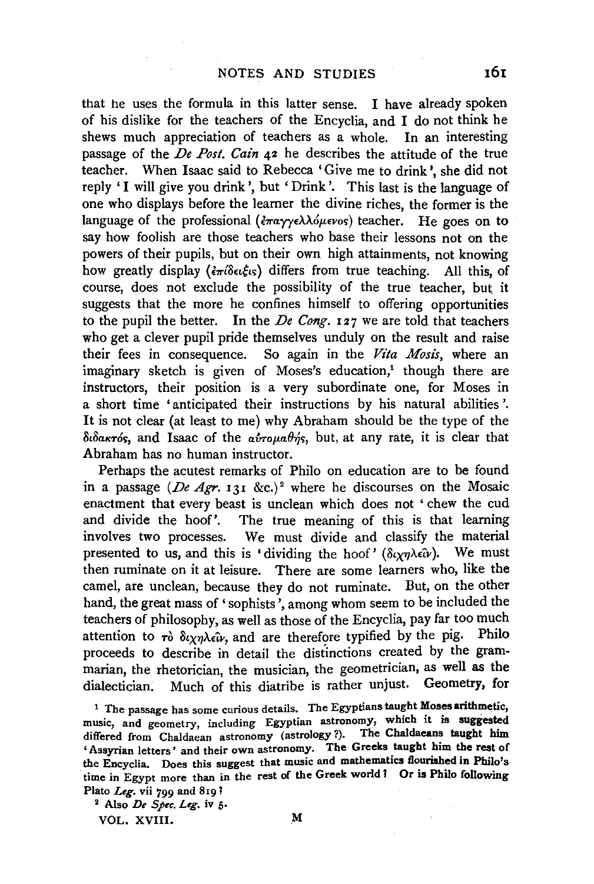that he uses the formula in this latter sense. I have already spoken of his dislike for the teachers of the Encyclia, and I do not think he shews much appreciation of teachers as a whole. In an interesting passage of the *De Post. Cain* 42 he describes the attitude of the true teacher. When Isaac said to Rebecca 'Give me to drink', she did not reply 'I will give you drink', but 'Drink'. This last is the language of one who displays before the learner the divine riches, the former is the language of the professional (ἐπαγγελλόμενος) teacher. He goes on to say how foolish are those teachers who base their lessons not on the powers of their pupils, but on their own high attainments, not knowing how greatly display (ἐπίδειξις) differs from true teaching. All this, of course, does not exclude the possibility of the true teacher, but it suggests that the more he confines himself to offering opportunities to the pupil the better. In the *De Cong.* 127 we are told that teachers who get a clever pupil pride themselves unduly on the result and raise their fees in consequence. So again in the *Vita Mosis*, where an imaginary sketch is given of Moses's education,[1] though there are instructors, their position is a very subordinate one, for Moses in a short time 'anticipated their instructions by his natural abilities'. It is not clear (at least to me) why Abraham should be the type of the διδακτός, and Isaac of the αὐτομαθής, but, at any rate, it is clear that Abraham has no human instructor.

Perhaps the acutest remarks of Philo on education are to be found in a passage (*De Agr.* 131 &c.)[2] where he discourses on the Mosaic enactment that every beast is unclean which does not 'chew the cud and divide the hoof'. The true meaning of this is that learning involves two processes. We must divide and classify the material presented to us, and this is 'dividing the hoof' (διχηλεῖν). We must then ruminate on it at leisure. There are some learners who, like the camel, are unclean, because they do not ruminate. But, on the other hand, the great mass of 'sophists', among whom seem to be included the teachers of philosophy, as well as those of the Encyclia, pay far too much attention to τὸ διχηλεῖν, and are therefore typified by the pig. Philo proceeds to describe in detail the distinctions created by the grammarian, the rhetorician, the musician, the geometrician, as well as the dialectician. Much of this diatribe is rather unjust. Geometry, for

[1] The passage has some curious details. The Egyptians taught Moses arithmetic, music, and geometry, including Egyptian astronomy, which it is suggested differed from Chaldaean astronomy (astrology?). The Chaldaeans taught him 'Assyrian letters' and their own astronomy. The Greeks taught him the rest of the Encyclia. Does this suggest that music and mathematics flourished in Philo's time in Egypt more than in the rest of the Greek world? Or is Philo following Plato *Leg.* vii 799 and 819?

[2] Also *De Spec. Leg.* iv 5.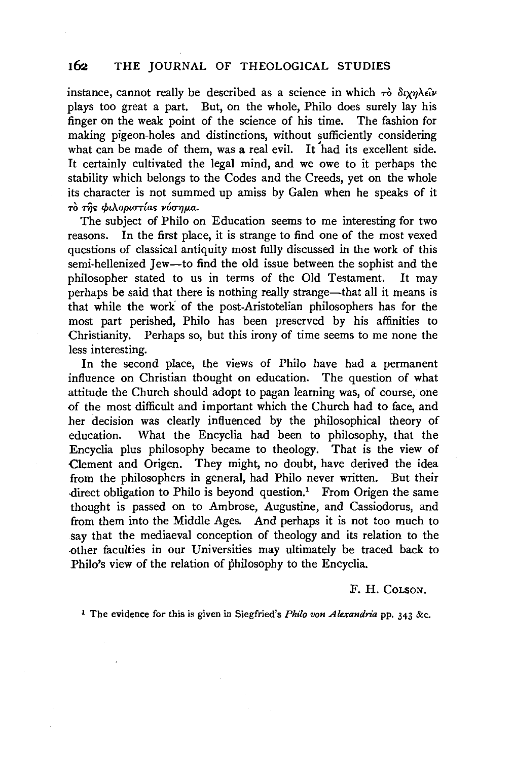instance, cannot really be described as a science in which τὸ διχηλεῖν plays too great a part. But, on the whole, Philo does surely lay his finger on the weak point of the science of his time. The fashion for making pigeon-holes and distinctions, without sufficiently considering what can be made of them, was a real evil. It had its excellent side. It certainly cultivated the legal mind, and we owe to it perhaps the stability which belongs to the Codes and the Creeds, yet on the whole its character is not summed up amiss by Galen when he speaks of it τὸ τῆς φιλοριστίας νόσημα.

The subject of Philo on Education seems to me interesting for two reasons. In the first place, it is strange to find one of the most vexed questions of classical antiquity most fully discussed in the work of this semi-hellenized Jew—to find the old issue between the sophist and the philosopher stated to us in terms of the Old Testament. It may perhaps be said that there is nothing really strange—that all it means is that while the work of the post-Aristotelian philosophers has for the most part perished, Philo has been preserved by his affinities to Christianity. Perhaps so, but this irony of time seems to me none the less interesting.

In the second place, the views of Philo have had a permanent influence on Christian thought on education. The question of what attitude the Church should adopt to pagan learning was, of course, one of the most difficult and important which the Church had to face, and her decision was clearly influenced by the philosophical theory of education. What the Encyclia had been to philosophy, that the Encyclia plus philosophy became to theology. That is the view of Clement and Origen. They might, no doubt, have derived the idea from the philosophers in general, had Philo never written. But their direct obligation to Philo is beyond question.[1] From Origen the same thought is passed on to Ambrose, Augustine, and Cassiodorus, and from them into the Middle Ages. And perhaps it is not too much to say that the mediaeval conception of theology and its relation to the other faculties in our Universities may ultimately be traced back to Philo's view of the relation of philosophy to the Encyclia.

F. H. Colson.

[1] The evidence for this is given in Siegfried's *Philo von Alexandria* pp. 343 &c.